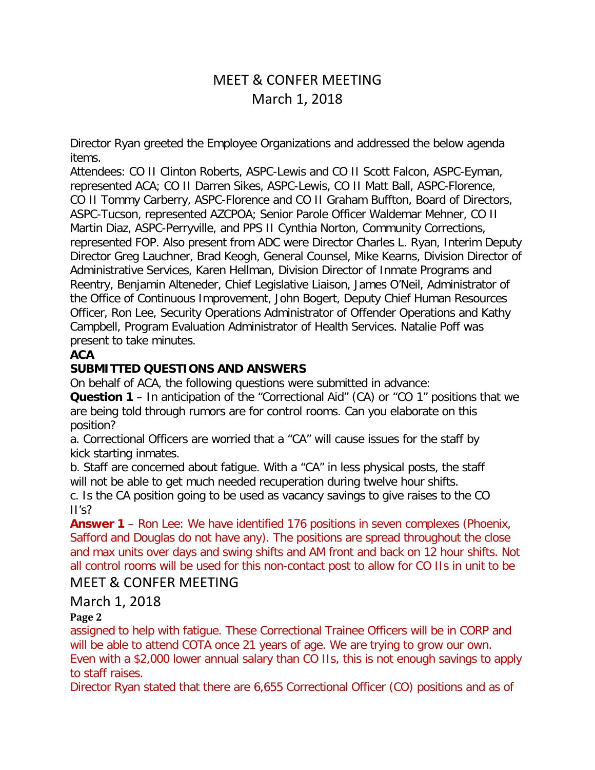# MEET & CONFER MEETING
## March 1, 2018

Director Ryan greeted the Employee Organizations and addressed the below agenda items.

Attendees: CO II Clinton Roberts, ASPC-Lewis and CO II Scott Falcon, ASPC-Eyman, represented ACA; CO II Darren Sikes, ASPC-Lewis, CO II Matt Ball, ASPC-Florence, CO II Tommy Carberry, ASPC-Florence and CO II Graham Buffton, Board of Directors, ASPC-Tucson, represented AZCPOA; Senior Parole Officer Waldemar Mehner, CO II Martin Diaz, ASPC-Perryville, and PPS II Cynthia Norton, Community Corrections, represented FOP. Also present from ADC were Director Charles L. Ryan, Interim Deputy Director Greg Lauchner, Brad Keogh, General Counsel, Mike Kearns, Division Director of Administrative Services, Karen Hellman, Division Director of Inmate Programs and Reentry, Benjamin Alteneder, Chief Legislative Liaison, James O'Neil, Administrator of the Office of Continuous Improvement, John Bogert, Deputy Chief Human Resources Officer, Ron Lee, Security Operations Administrator of Offender Operations and Kathy Campbell, Program Evaluation Administrator of Health Services. Natalie Poff was present to take minutes.

**ACA**

**SUBMITTED QUESTIONS AND ANSWERS**

On behalf of ACA, the following questions were submitted in advance:

**Question 1** – In anticipation of the "Correctional Aid" (CA) or "CO 1" positions that we are being told through rumors are for control rooms. Can you elaborate on this position?

a. Correctional Officers are worried that a "CA" will cause issues for the staff by kick starting inmates.

b. Staff are concerned about fatigue. With a "CA" in less physical posts, the staff will not be able to get much needed recuperation during twelve hour shifts.

c. Is the CA position going to be used as vacancy savings to give raises to the CO II's?

**Answer 1** – Ron Lee: We have identified 176 positions in seven complexes (Phoenix, Safford and Douglas do not have any). The positions are spread throughout the close and max units over days and swing shifts and AM front and back on 12 hour shifts. Not all control rooms will be used for this non-contact post to allow for CO IIs in unit to be assigned to help with fatigue. These Correctional Trainee Officers will be in CORP and will be able to attend COTA once 21 years of age. We are trying to grow our own. Even with a $2,000 lower annual salary than CO IIs, this is not enough savings to apply to staff raises.

Director Ryan stated that there are 6,655 Correctional Officer (CO) positions and as of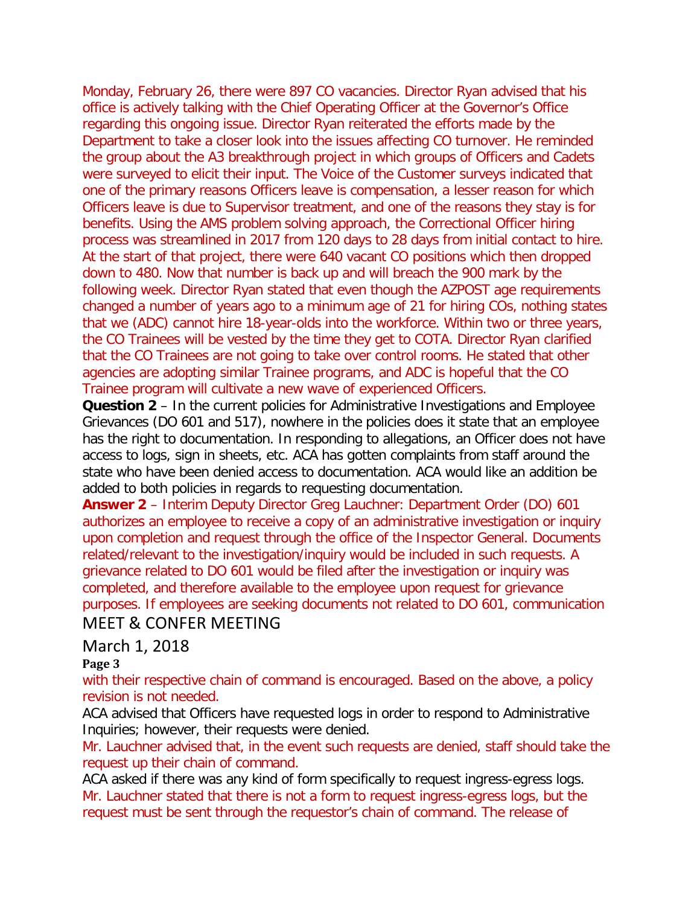Monday, February 26, there were 897 CO vacancies. Director Ryan advised that his office is actively talking with the Chief Operating Officer at the Governor's Office regarding this ongoing issue. Director Ryan reiterated the efforts made by the Department to take a closer look into the issues affecting CO turnover. He reminded the group about the A3 breakthrough project in which groups of Officers and Cadets were surveyed to elicit their input. The Voice of the Customer surveys indicated that one of the primary reasons Officers leave is compensation, a lesser reason for which Officers leave is due to Supervisor treatment, and one of the reasons they stay is for benefits. Using the AMS problem solving approach, the Correctional Officer hiring process was streamlined in 2017 from 120 days to 28 days from initial contact to hire. At the start of that project, there were 640 vacant CO positions which then dropped down to 480. Now that number is back up and will breach the 900 mark by the following week. Director Ryan stated that even though the AZPOST age requirements changed a number of years ago to a minimum age of 21 for hiring COs, nothing states that we (ADC) cannot hire 18-year-olds into the workforce. Within two or three years, the CO Trainees will be vested by the time they get to COTA. Director Ryan clarified that the CO Trainees are not going to take over control rooms. He stated that other agencies are adopting similar Trainee programs, and ADC is hopeful that the CO Trainee program will cultivate a new wave of experienced Officers.

**Question 2** – In the current policies for Administrative Investigations and Employee Grievances (DO 601 and 517), nowhere in the policies does it state that an employee has the right to documentation. In responding to allegations, an Officer does not have access to logs, sign in sheets, etc. ACA has gotten complaints from staff around the state who have been denied access to documentation. ACA would like an addition be added to both policies in regards to requesting documentation.

**Answer 2** – Interim Deputy Director Greg Lauchner: Department Order (DO) 601 authorizes an employee to receive a copy of an administrative investigation or inquiry upon completion and request through the office of the Inspector General. Documents related/relevant to the investigation/inquiry would be included in such requests. A grievance related to DO 601 would be filed after the investigation or inquiry was completed, and therefore available to the employee upon request for grievance purposes. If employees are seeking documents not related to DO 601, communication with their respective chain of command is encouraged. Based on the above, a policy revision is not needed.

ACA advised that Officers have requested logs in order to respond to Administrative Inquiries; however, their requests were denied.

Mr. Lauchner advised that, in the event such requests are denied, staff should take the request up their chain of command.

ACA asked if there was any kind of form specifically to request ingress-egress logs.

Mr. Lauchner stated that there is not a form to request ingress-egress logs, but the request must be sent through the requestor's chain of command. The release of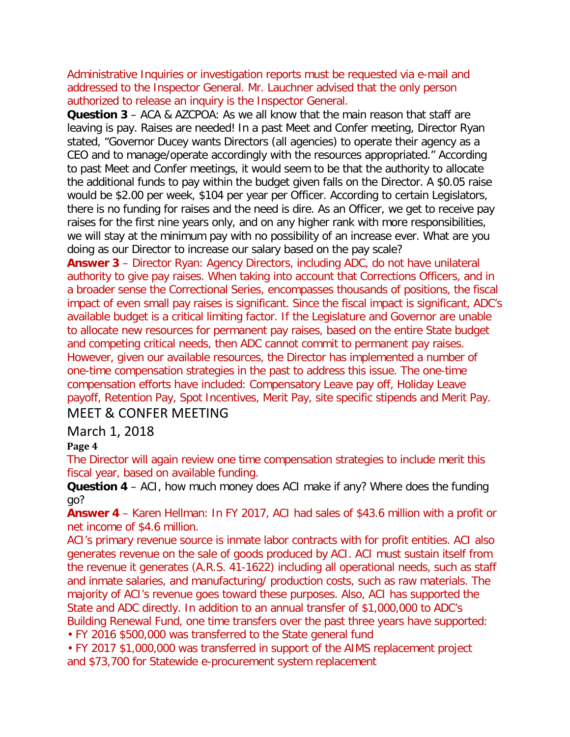Administrative Inquiries or investigation reports must be requested via e-mail and addressed to the Inspector General. Mr. Lauchner advised that the only person authorized to release an inquiry is the Inspector General.

**Question 3** – ACA & AZCPOA: As we all know that the main reason that staff are leaving is pay. Raises are needed! In a past Meet and Confer meeting, Director Ryan stated, "Governor Ducey wants Directors (all agencies) to operate their agency as a CEO and to manage/operate accordingly with the resources appropriated." According to past Meet and Confer meetings, it would seem to be that the authority to allocate the additional funds to pay within the budget given falls on the Director. A $0.05 raise would be $2.00 per week, $104 per year per Officer. According to certain Legislators, there is no funding for raises and the need is dire. As an Officer, we get to receive pay raises for the first nine years only, and on any higher rank with more responsibilities, we will stay at the minimum pay with no possibility of an increase ever. What are you doing as our Director to increase our salary based on the pay scale?

**Answer 3** – Director Ryan: Agency Directors, including ADC, do not have unilateral authority to give pay raises. When taking into account that Corrections Officers, and in a broader sense the Correctional Series, encompasses thousands of positions, the fiscal impact of even small pay raises is significant. Since the fiscal impact is significant, ADC's available budget is a critical limiting factor. If the Legislature and Governor are unable to allocate new resources for permanent pay raises, based on the entire State budget and competing critical needs, then ADC cannot commit to permanent pay raises. However, given our available resources, the Director has implemented a number of one-time compensation strategies in the past to address this issue. The one-time compensation efforts have included: Compensatory Leave pay off, Holiday Leave payoff, Retention Pay, Spot Incentives, Merit Pay, site specific stipends and Merit Pay.

The Director will again review one time compensation strategies to include merit this fiscal year, based on available funding.

**Question 4** – ACI, how much money does ACI make if any? Where does the funding go?

**Answer 4** – Karen Hellman: In FY 2017, ACI had sales of $43.6 million with a profit or net income of $4.6 million.

ACI's primary revenue source is inmate labor contracts with for profit entities. ACI also generates revenue on the sale of goods produced by ACI. ACI must sustain itself from the revenue it generates (A.R.S. 41-1622) including all operational needs, such as staff and inmate salaries, and manufacturing/ production costs, such as raw materials. The majority of ACI's revenue goes toward these purposes. Also, ACI has supported the State and ADC directly. In addition to an annual transfer of $1,000,000 to ADC's Building Renewal Fund, one time transfers over the past three years have supported:

- FY 2016 $500,000 was transferred to the State general fund
- FY 2017 $1,000,000 was transferred in support of the AIMS replacement project and $73,700 for Statewide e-procurement system replacement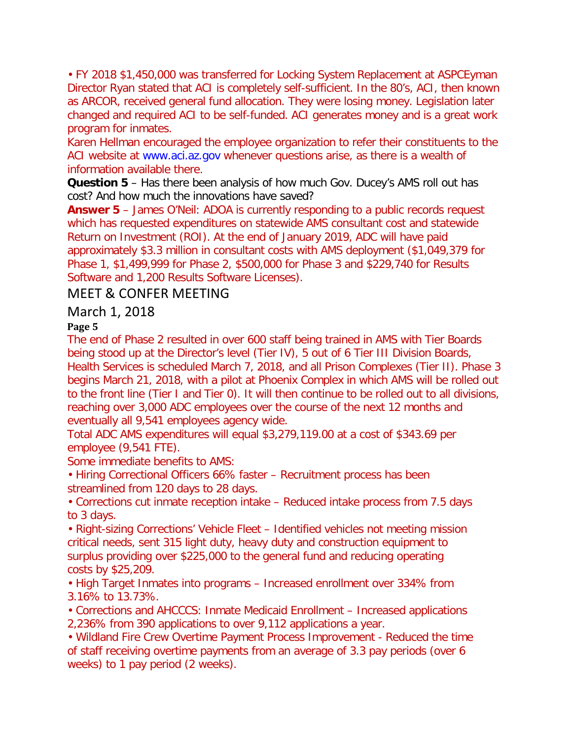• FY 2018 $1,450,000 was transferred for Locking System Replacement at ASPCEyman Director Ryan stated that ACI is completely self-sufficient. In the 80's, ACI, then known as ARCOR, received general fund allocation. They were losing money. Legislation later changed and required ACI to be self-funded. ACI generates money and is a great work program for inmates.

Karen Hellman encouraged the employee organization to refer their constituents to the ACI website at www.aci.az.gov whenever questions arise, as there is a wealth of information available there.

**Question 5** – Has there been analysis of how much Gov. Ducey's AMS roll out has cost? And how much the innovations have saved?

**Answer 5** – James O'Neil: ADOA is currently responding to a public records request which has requested expenditures on statewide AMS consultant cost and statewide Return on Investment (ROI). At the end of January 2019, ADC will have paid approximately $3.3 million in consultant costs with AMS deployment ($1,049,379 for Phase 1, $1,499,999 for Phase 2, $500,000 for Phase 3 and $229,740 for Results Software and 1,200 Results Software Licenses).

The end of Phase 2 resulted in over 600 staff being trained in AMS with Tier Boards being stood up at the Director's level (Tier IV), 5 out of 6 Tier III Division Boards, Health Services is scheduled March 7, 2018, and all Prison Complexes (Tier II). Phase 3 begins March 21, 2018, with a pilot at Phoenix Complex in which AMS will be rolled out to the front line (Tier I and Tier 0). It will then continue to be rolled out to all divisions, reaching over 3,000 ADC employees over the course of the next 12 months and eventually all 9,541 employees agency wide.

Total ADC AMS expenditures will equal $3,279,119.00 at a cost of $343.69 per employee (9,541 FTE).

Some immediate benefits to AMS:

- Hiring Correctional Officers 66% faster – Recruitment process has been streamlined from 120 days to 28 days.
- Corrections cut inmate reception intake – Reduced intake process from 7.5 days to 3 days.
- Right-sizing Corrections' Vehicle Fleet – Identified vehicles not meeting mission critical needs, sent 315 light duty, heavy duty and construction equipment to surplus providing over $225,000 to the general fund and reducing operating costs by $25,209.
- High Target Inmates into programs – Increased enrollment over 334% from 3.16% to 13.73%.
- Corrections and AHCCCS: Inmate Medicaid Enrollment – Increased applications 2,236% from 390 applications to over 9,112 applications a year.
- Wildland Fire Crew Overtime Payment Process Improvement - Reduced the time of staff receiving overtime payments from an average of 3.3 pay periods (over 6 weeks) to 1 pay period (2 weeks).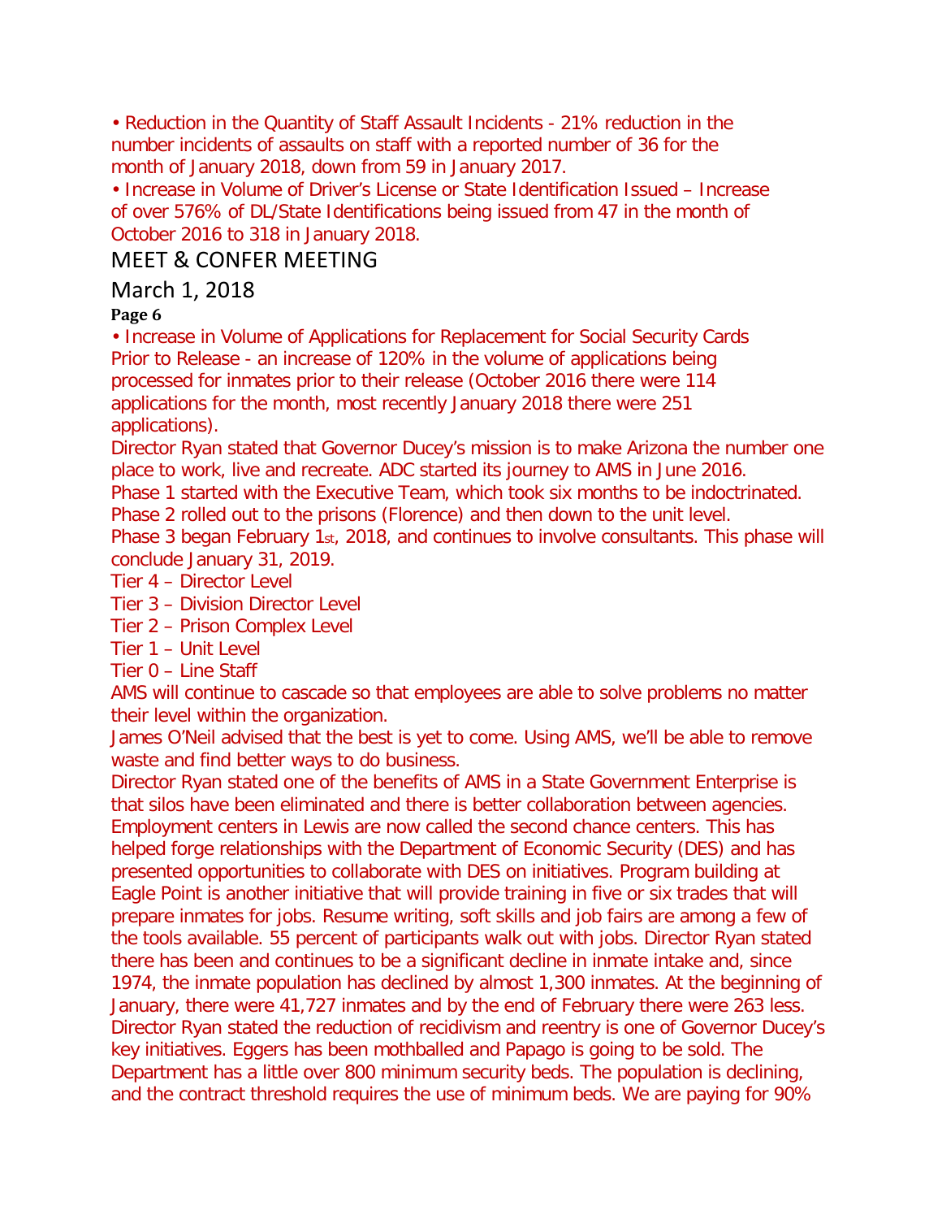• Reduction in the Quantity of Staff Assault Incidents - 21% reduction in the number incidents of assaults on staff with a reported number of 36 for the month of January 2018, down from 59 in January 2017.

• Increase in Volume of Driver's License or State Identification Issued – Increase of over 576% of DL/State Identifications being issued from 47 in the month of October 2016 to 318 in January 2018.

• Increase in Volume of Applications for Replacement for Social Security Cards Prior to Release - an increase of 120% in the volume of applications being processed for inmates prior to their release (October 2016 there were 114 applications for the month, most recently January 2018 there were 251 applications).

Director Ryan stated that Governor Ducey's mission is to make Arizona the number one place to work, live and recreate. ADC started its journey to AMS in June 2016.
Phase 1 started with the Executive Team, which took six months to be indoctrinated.
Phase 2 rolled out to the prisons (Florence) and then down to the unit level.
Phase 3 began February 1st, 2018, and continues to involve consultants. This phase will conclude January 31, 2019.

Tier 4 – Director Level
Tier 3 – Division Director Level
Tier 2 – Prison Complex Level
Tier 1 – Unit Level
Tier 0 – Line Staff

AMS will continue to cascade so that employees are able to solve problems no matter their level within the organization.

James O'Neil advised that the best is yet to come. Using AMS, we'll be able to remove waste and find better ways to do business.

Director Ryan stated one of the benefits of AMS in a State Government Enterprise is that silos have been eliminated and there is better collaboration between agencies. Employment centers in Lewis are now called the second chance centers. This has helped forge relationships with the Department of Economic Security (DES) and has presented opportunities to collaborate with DES on initiatives. Program building at Eagle Point is another initiative that will provide training in five or six trades that will prepare inmates for jobs. Resume writing, soft skills and job fairs are among a few of the tools available. 55 percent of participants walk out with jobs. Director Ryan stated there has been and continues to be a significant decline in inmate intake and, since 1974, the inmate population has declined by almost 1,300 inmates. At the beginning of January, there were 41,727 inmates and by the end of February there were 263 less. Director Ryan stated the reduction of recidivism and reentry is one of Governor Ducey's key initiatives. Eggers has been mothballed and Papago is going to be sold. The Department has a little over 800 minimum security beds. The population is declining, and the contract threshold requires the use of minimum beds. We are paying for 90%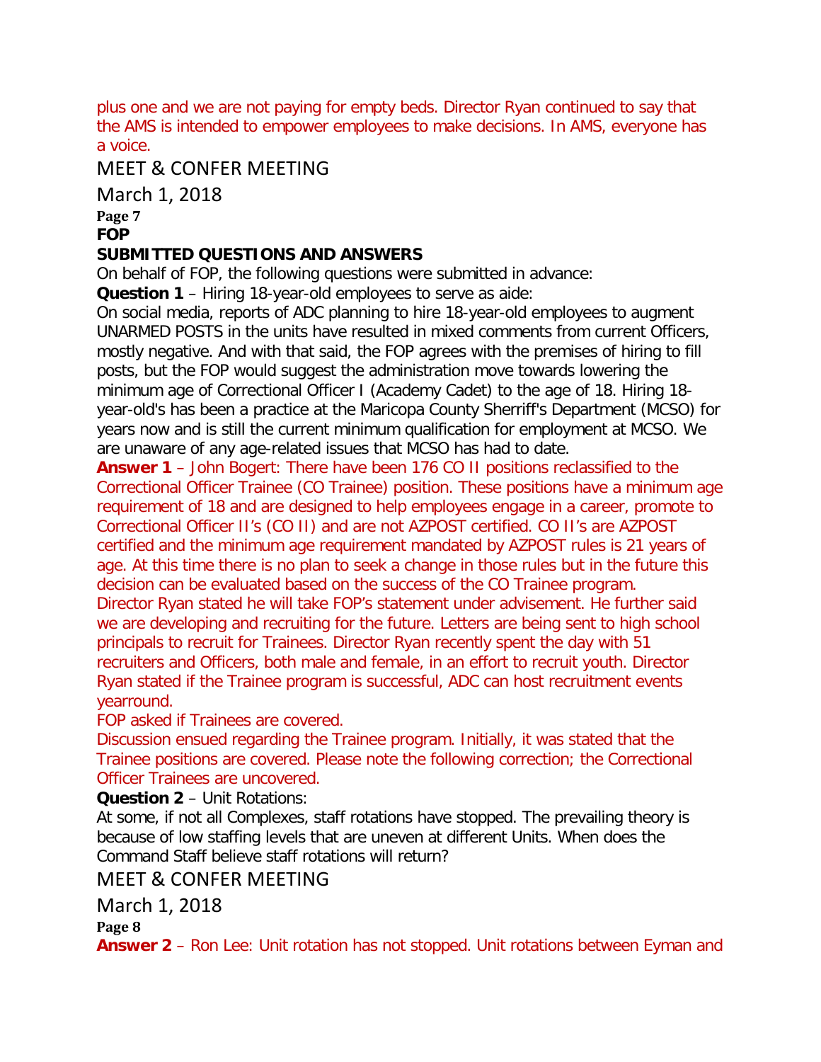plus one and we are not paying for empty beds. Director Ryan continued to say that the AMS is intended to empower employees to make decisions. In AMS, everyone has a voice.

**FOP**

**SUBMITTED QUESTIONS AND ANSWERS**

On behalf of FOP, the following questions were submitted in advance:

**Question 1** – Hiring 18-year-old employees to serve as aide:

On social media, reports of ADC planning to hire 18-year-old employees to augment UNARMED POSTS in the units have resulted in mixed comments from current Officers, mostly negative. And with that said, the FOP agrees with the premises of hiring to fill posts, but the FOP would suggest the administration move towards lowering the minimum age of Correctional Officer I (Academy Cadet) to the age of 18. Hiring 18-year-old's has been a practice at the Maricopa County Sherriff's Department (MCSO) for years now and is still the current minimum qualification for employment at MCSO. We are unaware of any age-related issues that MCSO has had to date.

**Answer 1** – John Bogert: There have been 176 CO II positions reclassified to the Correctional Officer Trainee (CO Trainee) position. These positions have a minimum age requirement of 18 and are designed to help employees engage in a career, promote to Correctional Officer II's (CO II) and are not AZPOST certified. CO II's are AZPOST certified and the minimum age requirement mandated by AZPOST rules is 21 years of age. At this time there is no plan to seek a change in those rules but in the future this decision can be evaluated based on the success of the CO Trainee program.

Director Ryan stated he will take FOP's statement under advisement. He further said we are developing and recruiting for the future. Letters are being sent to high school principals to recruit for Trainees. Director Ryan recently spent the day with 51 recruiters and Officers, both male and female, in an effort to recruit youth. Director Ryan stated if the Trainee program is successful, ADC can host recruitment events yearround.

FOP asked if Trainees are covered.

Discussion ensued regarding the Trainee program. Initially, it was stated that the Trainee positions are covered. Please note the following correction; the Correctional Officer Trainees are uncovered.

**Question 2** – Unit Rotations:

At some, if not all Complexes, staff rotations have stopped. The prevailing theory is because of low staffing levels that are uneven at different Units. When does the Command Staff believe staff rotations will return?

**Answer 2** – Ron Lee: Unit rotation has not stopped. Unit rotations between Eyman and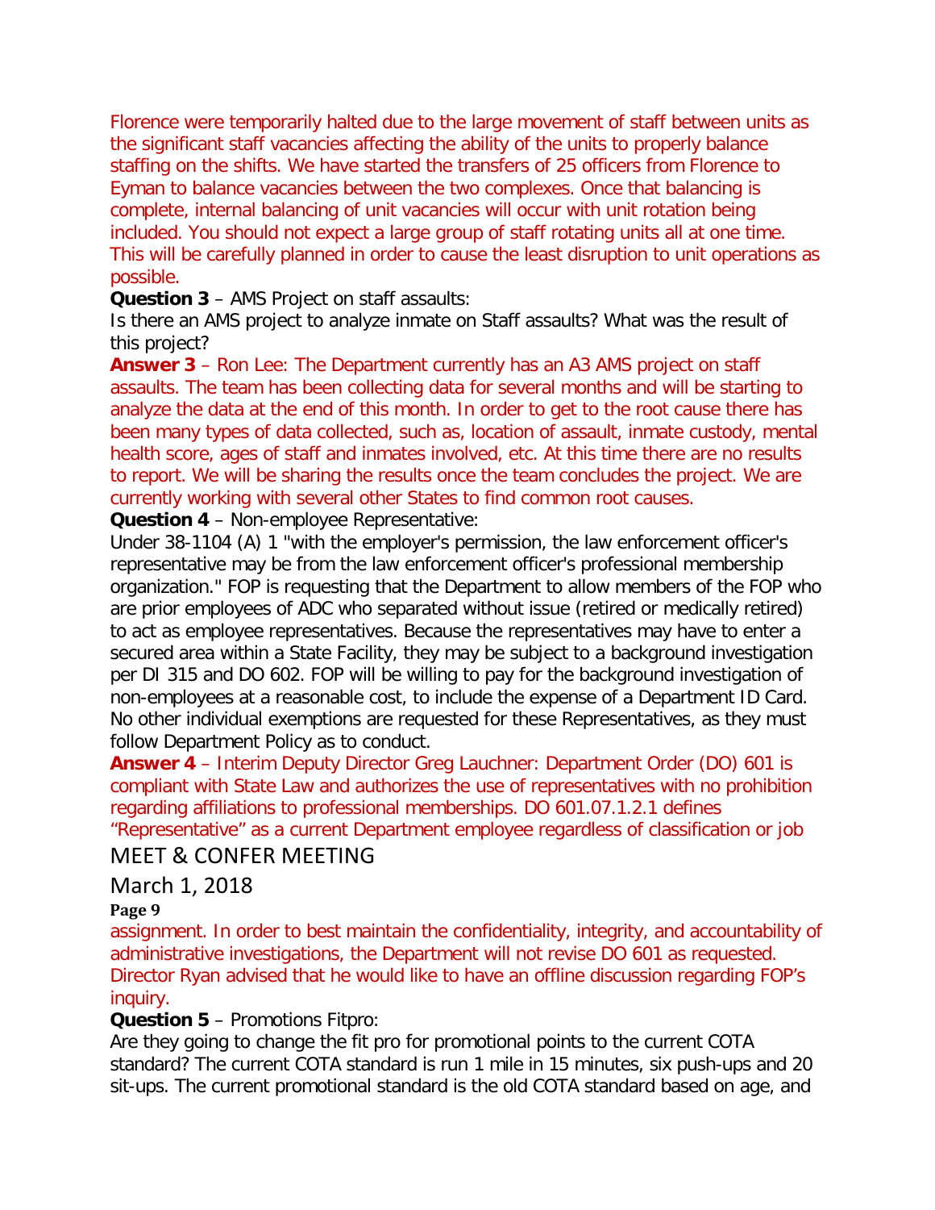Florence were temporarily halted due to the large movement of staff between units as the significant staff vacancies affecting the ability of the units to properly balance staffing on the shifts. We have started the transfers of 25 officers from Florence to Eyman to balance vacancies between the two complexes. Once that balancing is complete, internal balancing of unit vacancies will occur with unit rotation being included. You should not expect a large group of staff rotating units all at one time. This will be carefully planned in order to cause the least disruption to unit operations as possible.

**Question 3** – AMS Project on staff assaults:
Is there an AMS project to analyze inmate on Staff assaults? What was the result of this project?

**Answer 3** – Ron Lee: The Department currently has an A3 AMS project on staff assaults. The team has been collecting data for several months and will be starting to analyze the data at the end of this month. In order to get to the root cause there has been many types of data collected, such as, location of assault, inmate custody, mental health score, ages of staff and inmates involved, etc. At this time there are no results to report. We will be sharing the results once the team concludes the project. We are currently working with several other States to find common root causes.

**Question 4** – Non-employee Representative:
Under 38-1104 (A) 1 "with the employer's permission, the law enforcement officer's representative may be from the law enforcement officer's professional membership organization." FOP is requesting that the Department to allow members of the FOP who are prior employees of ADC who separated without issue (retired or medically retired) to act as employee representatives. Because the representatives may have to enter a secured area within a State Facility, they may be subject to a background investigation per DI 315 and DO 602. FOP will be willing to pay for the background investigation of non-employees at a reasonable cost, to include the expense of a Department ID Card. No other individual exemptions are requested for these Representatives, as they must follow Department Policy as to conduct.

**Answer 4** – Interim Deputy Director Greg Lauchner: Department Order (DO) 601 is compliant with State Law and authorizes the use of representatives with no prohibition regarding affiliations to professional memberships. DO 601.07.1.2.1 defines "Representative" as a current Department employee regardless of classification or job assignment. In order to best maintain the confidentiality, integrity, and accountability of administrative investigations, the Department will not revise DO 601 as requested. Director Ryan advised that he would like to have an offline discussion regarding FOP's inquiry.

**Question 5** – Promotions Fitpro:
Are they going to change the fit pro for promotional points to the current COTA standard? The current COTA standard is run 1 mile in 15 minutes, six push-ups and 20 sit-ups. The current promotional standard is the old COTA standard based on age, and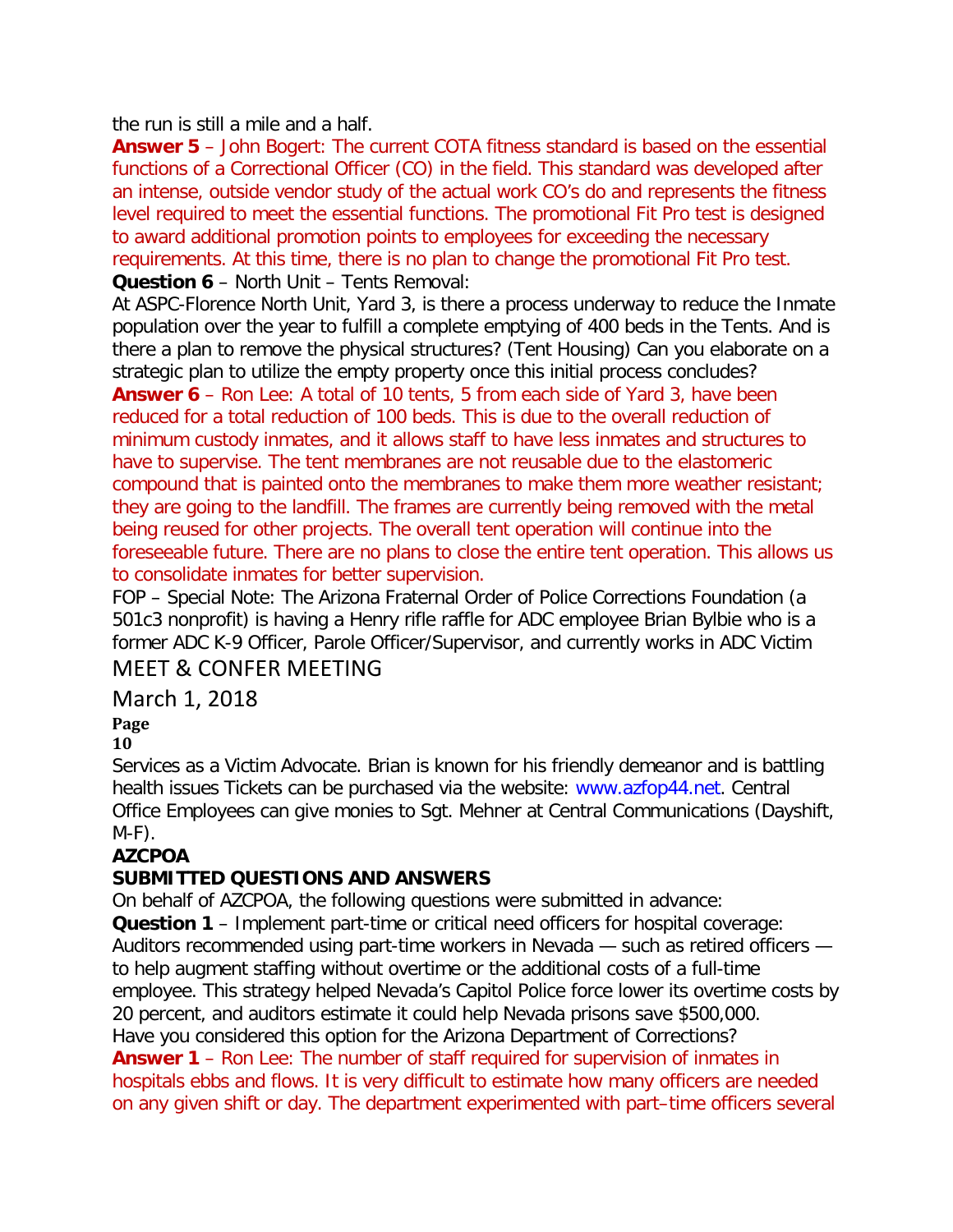the run is still a mile and a half.

**Answer 5** – John Bogert: The current COTA fitness standard is based on the essential functions of a Correctional Officer (CO) in the field. This standard was developed after an intense, outside vendor study of the actual work CO's do and represents the fitness level required to meet the essential functions. The promotional Fit Pro test is designed to award additional promotion points to employees for exceeding the necessary requirements. At this time, there is no plan to change the promotional Fit Pro test.

**Question 6** – North Unit – Tents Removal:

At ASPC-Florence North Unit, Yard 3, is there a process underway to reduce the Inmate population over the year to fulfill a complete emptying of 400 beds in the Tents. And is there a plan to remove the physical structures? (Tent Housing) Can you elaborate on a strategic plan to utilize the empty property once this initial process concludes?

**Answer 6** – Ron Lee: A total of 10 tents, 5 from each side of Yard 3, have been reduced for a total reduction of 100 beds. This is due to the overall reduction of minimum custody inmates, and it allows staff to have less inmates and structures to have to supervise. The tent membranes are not reusable due to the elastomeric compound that is painted onto the membranes to make them more weather resistant; they are going to the landfill. The frames are currently being removed with the metal being reused for other projects. The overall tent operation will continue into the foreseeable future. There are no plans to close the entire tent operation. This allows us to consolidate inmates for better supervision.

FOP – Special Note: The Arizona Fraternal Order of Police Corrections Foundation (a 501c3 nonprofit) is having a Henry rifle raffle for ADC employee Brian Bylbie who is a former ADC K-9 Officer, Parole Officer/Supervisor, and currently works in ADC Victim Services as a Victim Advocate. Brian is known for his friendly demeanor and is battling health issues Tickets can be purchased via the website: www.azfop44.net. Central Office Employees can give monies to Sgt. Mehner at Central Communications (Dayshift, M-F).

**AZCPOA**

**SUBMITTED QUESTIONS AND ANSWERS**

On behalf of AZCPOA, the following questions were submitted in advance:

**Question 1** – Implement part-time or critical need officers for hospital coverage:
Auditors recommended using part-time workers in Nevada — such as retired officers — to help augment staffing without overtime or the additional costs of a full-time employee. This strategy helped Nevada's Capitol Police force lower its overtime costs by 20 percent, and auditors estimate it could help Nevada prisons save $500,000.
Have you considered this option for the Arizona Department of Corrections?

**Answer 1** – Ron Lee: The number of staff required for supervision of inmates in hospitals ebbs and flows. It is very difficult to estimate how many officers are needed on any given shift or day. The department experimented with part–time officers several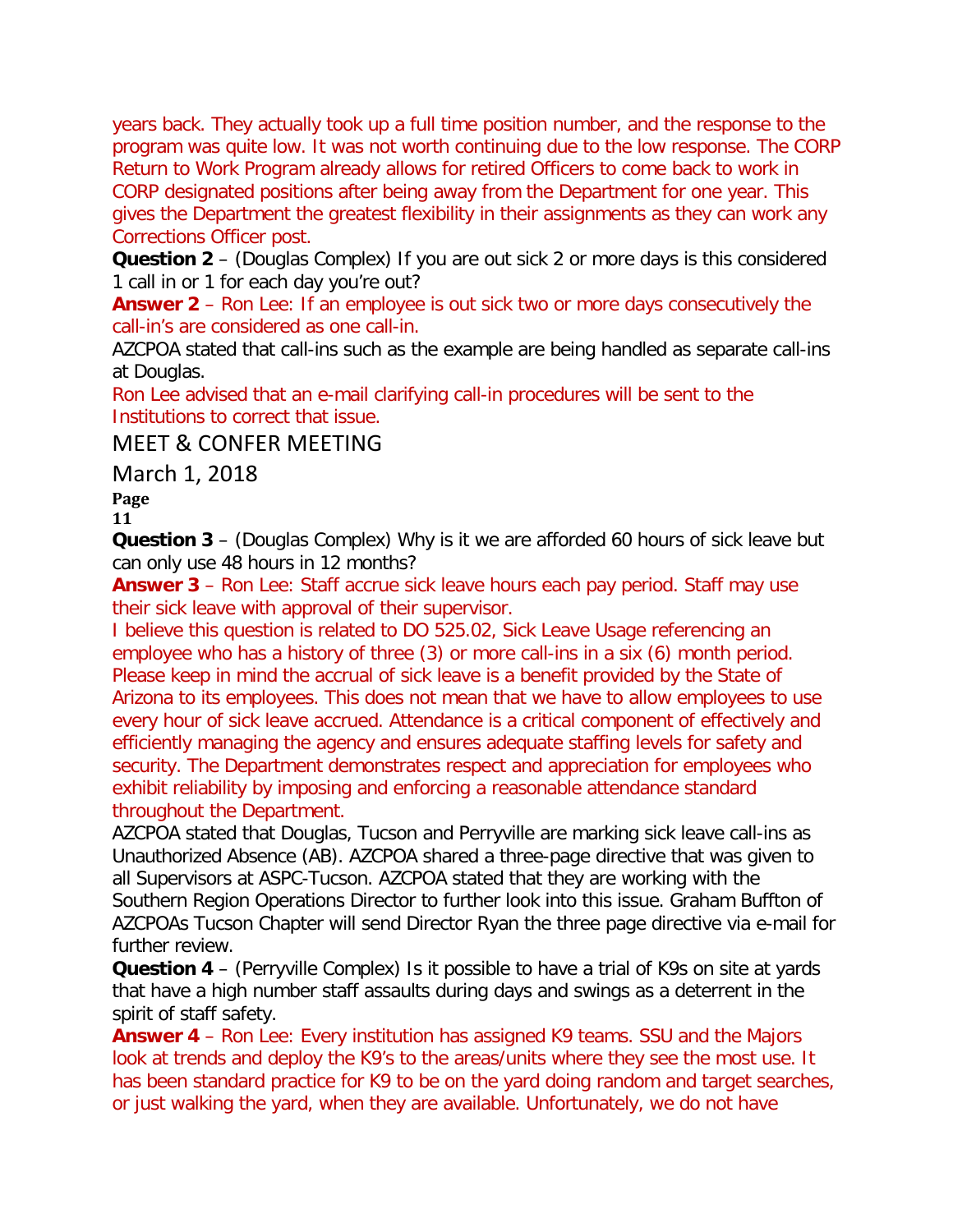years back. They actually took up a full time position number, and the response to the program was quite low. It was not worth continuing due to the low response. The CORP Return to Work Program already allows for retired Officers to come back to work in CORP designated positions after being away from the Department for one year. This gives the Department the greatest flexibility in their assignments as they can work any Corrections Officer post.

**Question 2** – (Douglas Complex) If you are out sick 2 or more days is this considered 1 call in or 1 for each day you're out?

**Answer 2** – Ron Lee: If an employee is out sick two or more days consecutively the call-in's are considered as one call-in.

AZCPOA stated that call-ins such as the example are being handled as separate call-ins at Douglas.

Ron Lee advised that an e-mail clarifying call-in procedures will be sent to the Institutions to correct that issue.

**Question 3** – (Douglas Complex) Why is it we are afforded 60 hours of sick leave but can only use 48 hours in 12 months?

**Answer 3** – Ron Lee: Staff accrue sick leave hours each pay period. Staff may use their sick leave with approval of their supervisor.

I believe this question is related to DO 525.02, Sick Leave Usage referencing an employee who has a history of three (3) or more call-ins in a six (6) month period. Please keep in mind the accrual of sick leave is a benefit provided by the State of Arizona to its employees. This does not mean that we have to allow employees to use every hour of sick leave accrued. Attendance is a critical component of effectively and efficiently managing the agency and ensures adequate staffing levels for safety and security. The Department demonstrates respect and appreciation for employees who exhibit reliability by imposing and enforcing a reasonable attendance standard throughout the Department.

AZCPOA stated that Douglas, Tucson and Perryville are marking sick leave call-ins as Unauthorized Absence (AB). AZCPOA shared a three-page directive that was given to all Supervisors at ASPC-Tucson. AZCPOA stated that they are working with the Southern Region Operations Director to further look into this issue. Graham Buffton of AZCPOAs Tucson Chapter will send Director Ryan the three page directive via e-mail for further review.

**Question 4** – (Perryville Complex) Is it possible to have a trial of K9s on site at yards that have a high number staff assaults during days and swings as a deterrent in the spirit of staff safety.

**Answer 4** – Ron Lee: Every institution has assigned K9 teams. SSU and the Majors look at trends and deploy the K9's to the areas/units where they see the most use. It has been standard practice for K9 to be on the yard doing random and target searches, or just walking the yard, when they are available. Unfortunately, we do not have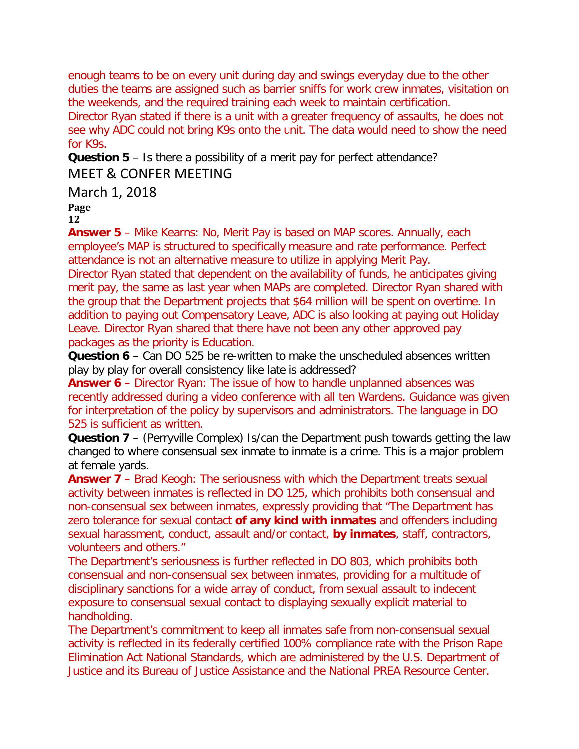enough teams to be on every unit during day and swings everyday due to the other duties the teams are assigned such as barrier sniffs for work crew inmates, visitation on the weekends, and the required training each week to maintain certification.
Director Ryan stated if there is a unit with a greater frequency of assaults, he does not see why ADC could not bring K9s onto the unit. The data would need to show the need for K9s.

**Question 5** – Is there a possibility of a merit pay for perfect attendance?

**Answer 5** – Mike Kearns: No, Merit Pay is based on MAP scores. Annually, each employee's MAP is structured to specifically measure and rate performance. Perfect attendance is not an alternative measure to utilize in applying Merit Pay.
Director Ryan stated that dependent on the availability of funds, he anticipates giving merit pay, the same as last year when MAPs are completed. Director Ryan shared with the group that the Department projects that $64 million will be spent on overtime. In addition to paying out Compensatory Leave, ADC is also looking at paying out Holiday Leave. Director Ryan shared that there have not been any other approved pay packages as the priority is Education.

**Question 6** – Can DO 525 be re-written to make the unscheduled absences written play by play for overall consistency like late is addressed?

**Answer 6** – Director Ryan: The issue of how to handle unplanned absences was recently addressed during a video conference with all ten Wardens. Guidance was given for interpretation of the policy by supervisors and administrators. The language in DO 525 is sufficient as written.

**Question 7** – (Perryville Complex) Is/can the Department push towards getting the law changed to where consensual sex inmate to inmate is a crime. This is a major problem at female yards.

**Answer 7** – Brad Keogh: The seriousness with which the Department treats sexual activity between inmates is reflected in DO 125, which prohibits both consensual and non-consensual sex between inmates, expressly providing that "The Department has zero tolerance for sexual contact **of any kind with inmates** and offenders including sexual harassment, conduct, assault and/or contact, **by inmates**, staff, contractors, volunteers and others."
The Department's seriousness is further reflected in DO 803, which prohibits both consensual and non-consensual sex between inmates, providing for a multitude of disciplinary sanctions for a wide array of conduct, from sexual assault to indecent exposure to consensual sexual contact to displaying sexually explicit material to handholding.
The Department's commitment to keep all inmates safe from non-consensual sexual activity is reflected in its federally certified 100% compliance rate with the Prison Rape Elimination Act National Standards, which are administered by the U.S. Department of Justice and its Bureau of Justice Assistance and the National PREA Resource Center.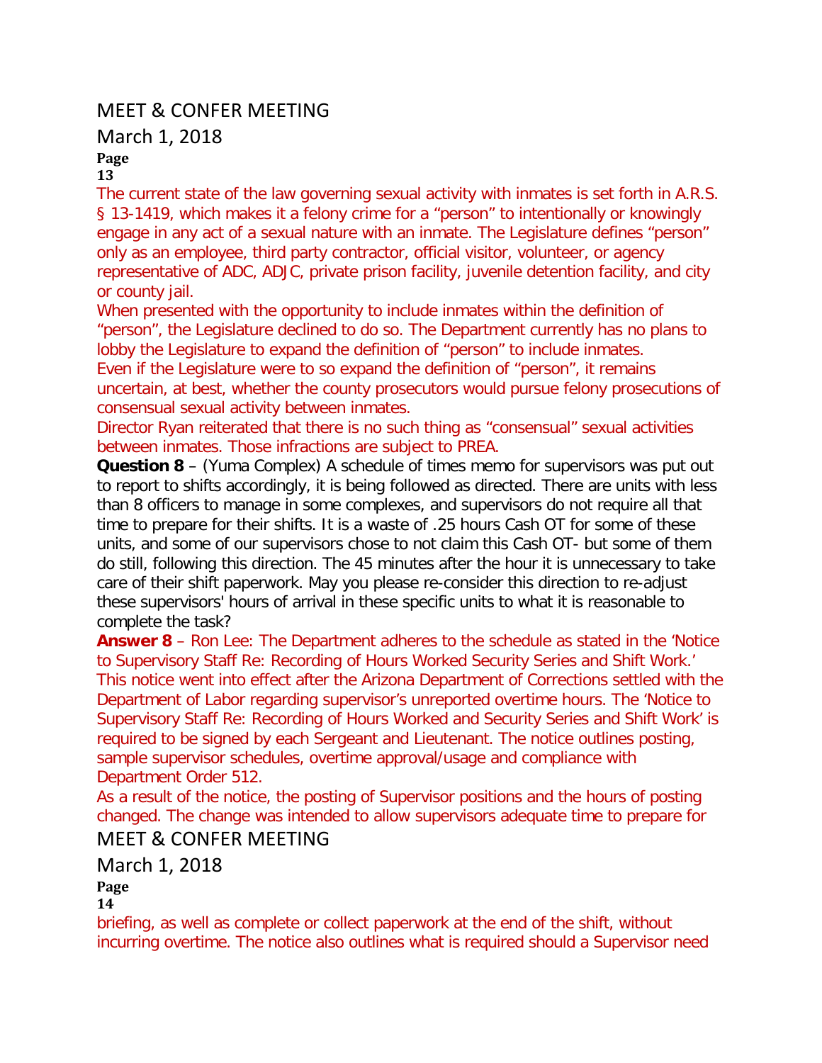The current state of the law governing sexual activity with inmates is set forth in A.R.S. § 13-1419, which makes it a felony crime for a "person" to intentionally or knowingly engage in any act of a sexual nature with an inmate. The Legislature defines "person" only as an employee, third party contractor, official visitor, volunteer, or agency representative of ADC, ADJC, private prison facility, juvenile detention facility, and city or county jail.

When presented with the opportunity to include inmates within the definition of "person", the Legislature declined to do so. The Department currently has no plans to lobby the Legislature to expand the definition of "person" to include inmates.

Even if the Legislature were to so expand the definition of "person", it remains uncertain, at best, whether the county prosecutors would pursue felony prosecutions of consensual sexual activity between inmates.

Director Ryan reiterated that there is no such thing as "consensual" sexual activities between inmates. Those infractions are subject to PREA.

**Question 8** – (Yuma Complex) A schedule of times memo for supervisors was put out to report to shifts accordingly, it is being followed as directed. There are units with less than 8 officers to manage in some complexes, and supervisors do not require all that time to prepare for their shifts. It is a waste of .25 hours Cash OT for some of these units, and some of our supervisors chose to not claim this Cash OT- but some of them do still, following this direction. The 45 minutes after the hour it is unnecessary to take care of their shift paperwork. May you please re-consider this direction to re-adjust these supervisors' hours of arrival in these specific units to what it is reasonable to complete the task?

**Answer 8** – Ron Lee: The Department adheres to the schedule as stated in the 'Notice to Supervisory Staff Re: Recording of Hours Worked Security Series and Shift Work.' This notice went into effect after the Arizona Department of Corrections settled with the Department of Labor regarding supervisor's unreported overtime hours. The 'Notice to Supervisory Staff Re: Recording of Hours Worked and Security Series and Shift Work' is required to be signed by each Sergeant and Lieutenant. The notice outlines posting, sample supervisor schedules, overtime approval/usage and compliance with Department Order 512.

As a result of the notice, the posting of Supervisor positions and the hours of posting changed. The change was intended to allow supervisors adequate time to prepare for briefing, as well as complete or collect paperwork at the end of the shift, without incurring overtime. The notice also outlines what is required should a Supervisor need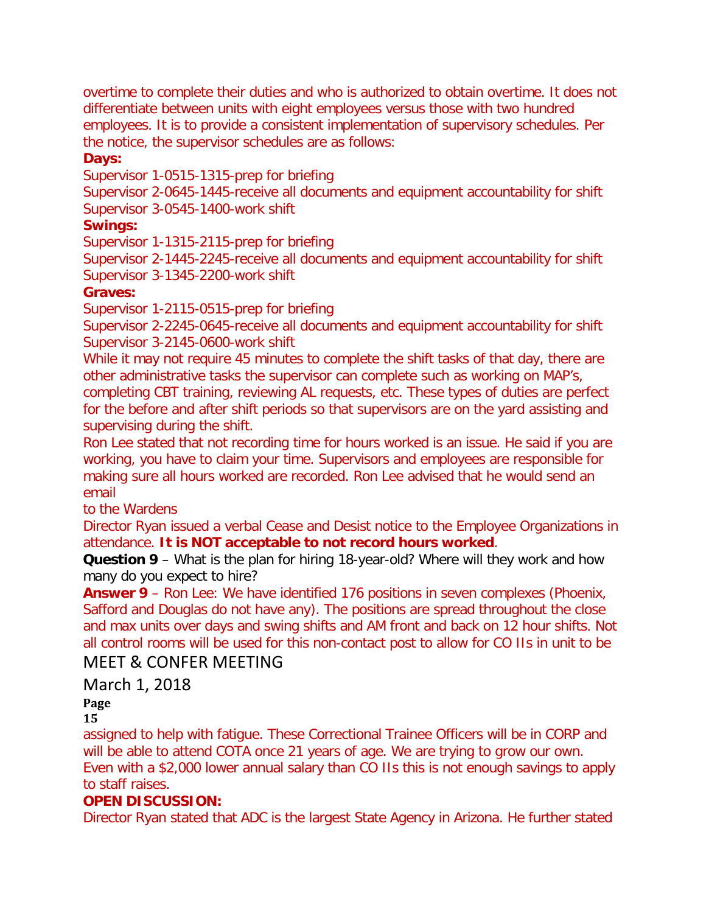overtime to complete their duties and who is authorized to obtain overtime. It does not differentiate between units with eight employees versus those with two hundred employees. It is to provide a consistent implementation of supervisory schedules. Per the notice, the supervisor schedules are as follows:

**Days:**

Supervisor 1-0515-1315-prep for briefing
Supervisor 2-0645-1445-receive all documents and equipment accountability for shift
Supervisor 3-0545-1400-work shift

**Swings:**

Supervisor 1-1315-2115-prep for briefing
Supervisor 2-1445-2245-receive all documents and equipment accountability for shift
Supervisor 3-1345-2200-work shift

**Graves:**

Supervisor 1-2115-0515-prep for briefing
Supervisor 2-2245-0645-receive all documents and equipment accountability for shift
Supervisor 3-2145-0600-work shift

While it may not require 45 minutes to complete the shift tasks of that day, there are other administrative tasks the supervisor can complete such as working on MAP's, completing CBT training, reviewing AL requests, etc. These types of duties are perfect for the before and after shift periods so that supervisors are on the yard assisting and supervising during the shift.

Ron Lee stated that not recording time for hours worked is an issue. He said if you are working, you have to claim your time. Supervisors and employees are responsible for making sure all hours worked are recorded. Ron Lee advised that he would send an email
to the Wardens

Director Ryan issued a verbal Cease and Desist notice to the Employee Organizations in attendance. **It is NOT acceptable to not record hours worked**.

**Question 9** – What is the plan for hiring 18-year-old? Where will they work and how many do you expect to hire?

**Answer 9** – Ron Lee: We have identified 176 positions in seven complexes (Phoenix, Safford and Douglas do not have any). The positions are spread throughout the close and max units over days and swing shifts and AM front and back on 12 hour shifts. Not all control rooms will be used for this non-contact post to allow for CO IIs in unit to be assigned to help with fatigue. These Correctional Trainee Officers will be in CORP and will be able to attend COTA once 21 years of age. We are trying to grow our own. Even with a $2,000 lower annual salary than CO IIs this is not enough savings to apply to staff raises.

**OPEN DISCUSSION:**

Director Ryan stated that ADC is the largest State Agency in Arizona. He further stated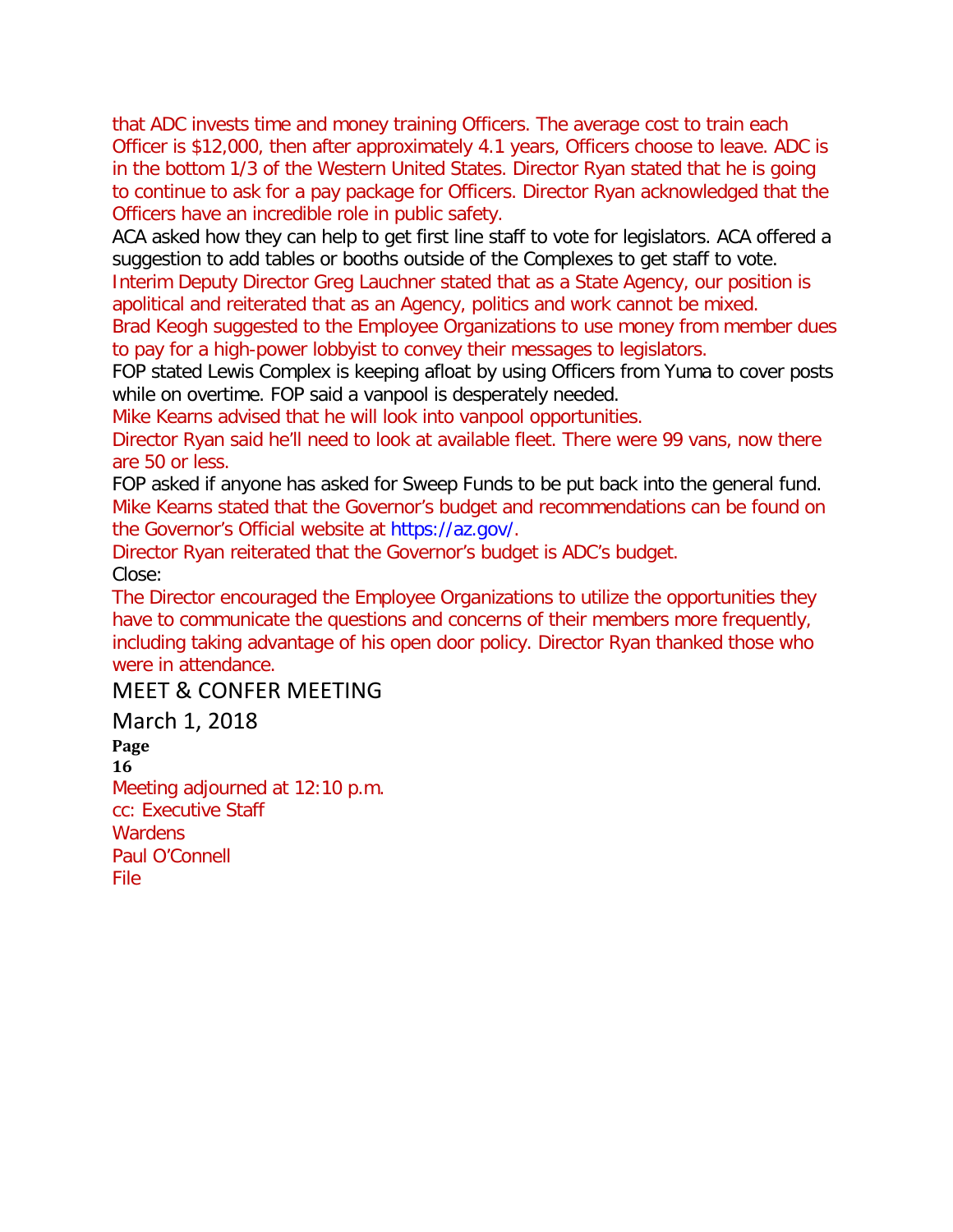that ADC invests time and money training Officers. The average cost to train each Officer is $12,000, then after approximately 4.1 years, Officers choose to leave. ADC is in the bottom 1/3 of the Western United States. Director Ryan stated that he is going to continue to ask for a pay package for Officers. Director Ryan acknowledged that the Officers have an incredible role in public safety.

ACA asked how they can help to get first line staff to vote for legislators. ACA offered a suggestion to add tables or booths outside of the Complexes to get staff to vote.

Interim Deputy Director Greg Lauchner stated that as a State Agency, our position is apolitical and reiterated that as an Agency, politics and work cannot be mixed.

Brad Keogh suggested to the Employee Organizations to use money from member dues to pay for a high-power lobbyist to convey their messages to legislators.

FOP stated Lewis Complex is keeping afloat by using Officers from Yuma to cover posts while on overtime. FOP said a vanpool is desperately needed.

Mike Kearns advised that he will look into vanpool opportunities.

Director Ryan said he'll need to look at available fleet. There were 99 vans, now there are 50 or less.

FOP asked if anyone has asked for Sweep Funds to be put back into the general fund.

Mike Kearns stated that the Governor's budget and recommendations can be found on the Governor's Official website at https://az.gov/.

Director Ryan reiterated that the Governor's budget is ADC's budget.

Close:

The Director encouraged the Employee Organizations to utilize the opportunities they have to communicate the questions and concerns of their members more frequently, including taking advantage of his open door policy. Director Ryan thanked those who were in attendance.

Meeting adjourned at 12:10 p.m.

cc: Executive Staff
Wardens
Paul O'Connell
File